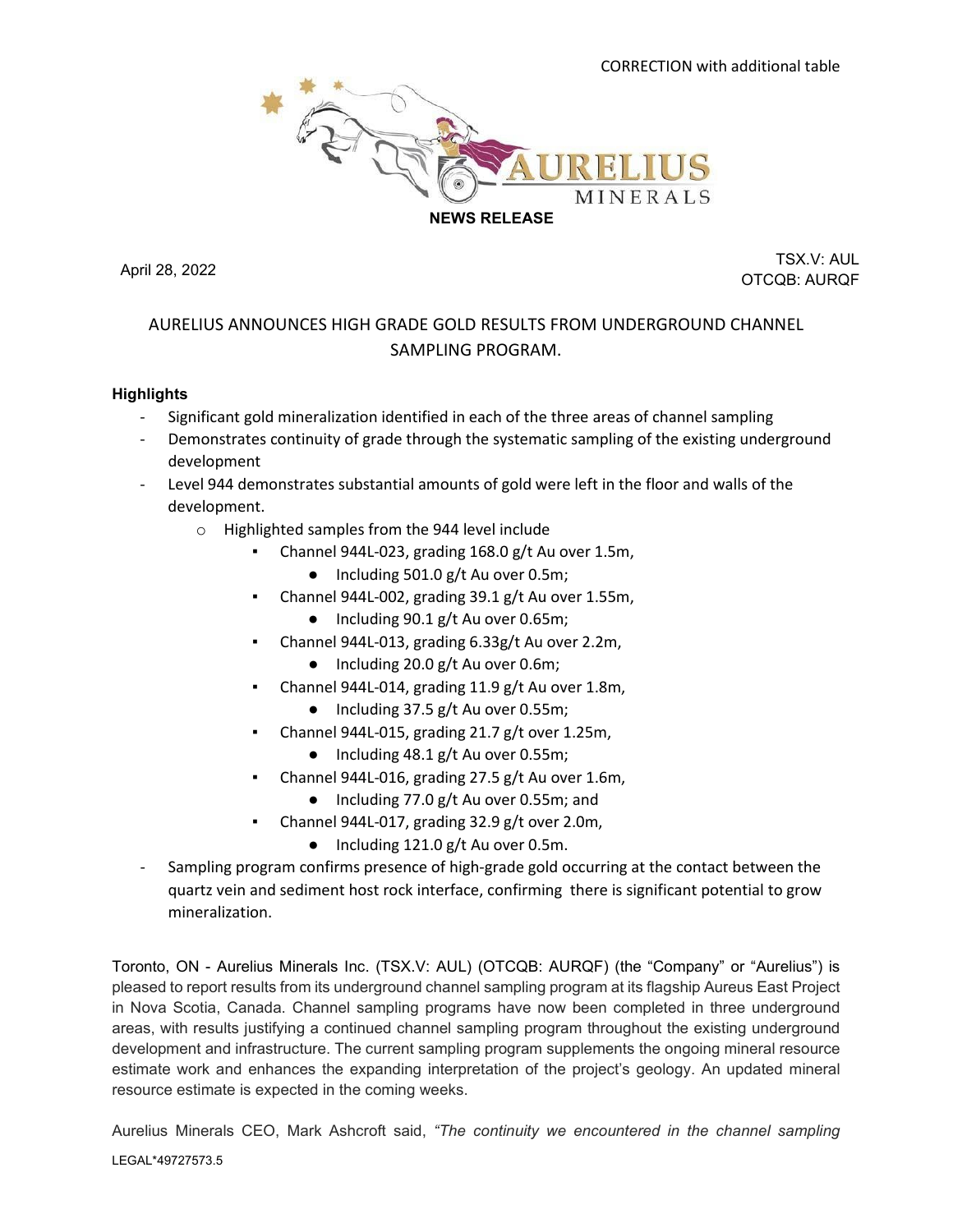CORRECTION with additional table

**NEWS RELEASE**

April 28, 2022

TSX.V: AUL
OTCQB: AURQF

# AURELIUS ANNOUNCES HIGH GRADE GOLD RESULTS FROM UNDERGROUND CHANNEL SAMPLING PROGRAM.

**Highlights**

- Significant gold mineralization identified in each of the three areas of channel sampling
- Demonstrates continuity of grade through the systematic sampling of the existing underground development
- Level 944 demonstrates substantial amounts of gold were left in the floor and walls of the development.
    - Highlighted samples from the 944 level include
        - Channel 944L-023, grading 168.0 g/t Au over 1.5m,
            - Including 501.0 g/t Au over 0.5m;
        - Channel 944L-002, grading 39.1 g/t Au over 1.55m,
            - Including 90.1 g/t Au over 0.65m;
        - Channel 944L-013, grading 6.33g/t Au over 2.2m,
            - Including 20.0 g/t Au over 0.6m;
        - Channel 944L-014, grading 11.9 g/t Au over 1.8m,
            - Including 37.5 g/t Au over 0.55m;
        - Channel 944L-015, grading 21.7 g/t over 1.25m,
            - Including 48.1 g/t Au over 0.55m;
        - Channel 944L-016, grading 27.5 g/t Au over 1.6m,
            - Including 77.0 g/t Au over 0.55m; and
        - Channel 944L-017, grading 32.9 g/t over 2.0m,
            - Including 121.0 g/t Au over 0.5m.
- Sampling program confirms presence of high-grade gold occurring at the contact between the quartz vein and sediment host rock interface, confirming there is significant potential to grow mineralization.

Toronto, ON - Aurelius Minerals Inc. (TSX.V: AUL) (OTCQB: AURQF) (the "Company" or "Aurelius") is pleased to report results from its underground channel sampling program at its flagship Aureus East Project in Nova Scotia, Canada. Channel sampling programs have now been completed in three underground areas, with results justifying a continued channel sampling program throughout the existing underground development and infrastructure. The current sampling program supplements the ongoing mineral resource estimate work and enhances the expanding interpretation of the project's geology. An updated mineral resource estimate is expected in the coming weeks.

Aurelius Minerals CEO, Mark Ashcroft said, *"The continuity we encountered in the channel sampling*

LEGAL*49727573.5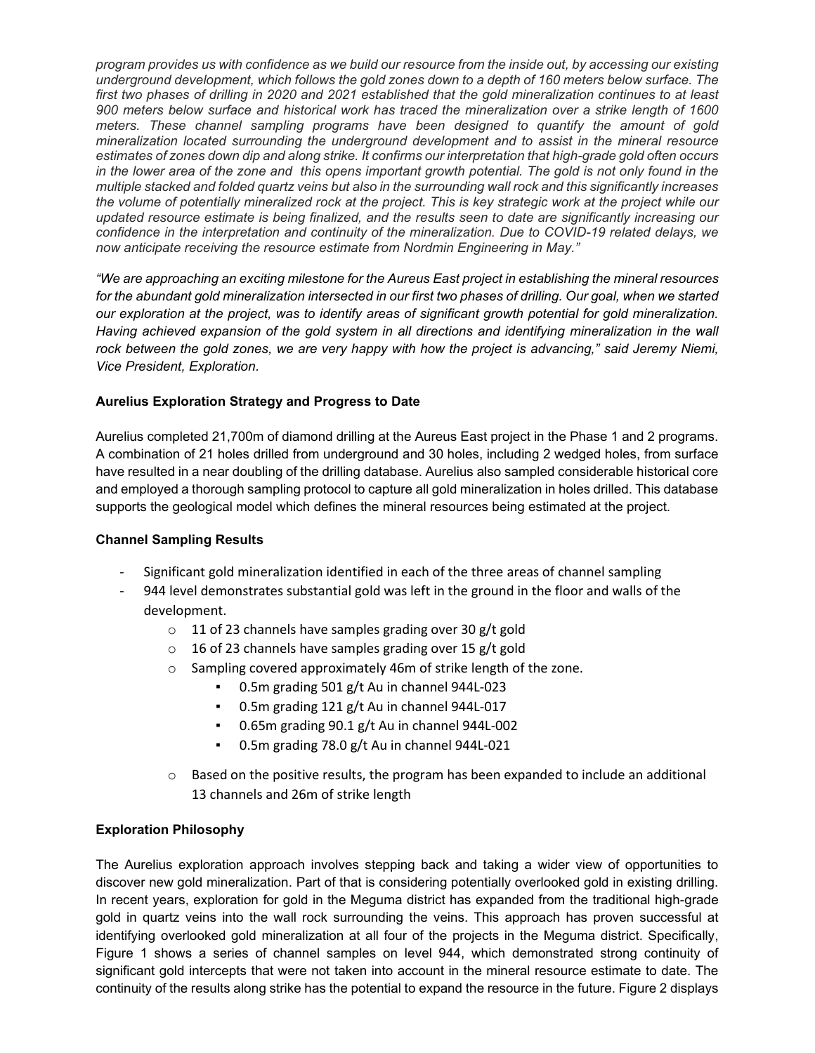*program provides us with confidence as we build our resource from the inside out, by accessing our existing underground development, which follows the gold zones down to a depth of 160 meters below surface. The first two phases of drilling in 2020 and 2021 established that the gold mineralization continues to at least 900 meters below surface and historical work has traced the mineralization over a strike length of 1600 meters. These channel sampling programs have been designed to quantify the amount of gold mineralization located surrounding the underground development and to assist in the mineral resource estimates of zones down dip and along strike. It confirms our interpretation that high-grade gold often occurs in the lower area of the zone and this opens important growth potential. The gold is not only found in the multiple stacked and folded quartz veins but also in the surrounding wall rock and this significantly increases the volume of potentially mineralized rock at the project. This is key strategic work at the project while our updated resource estimate is being finalized, and the results seen to date are significantly increasing our confidence in the interpretation and continuity of the mineralization. Due to COVID-19 related delays, we now anticipate receiving the resource estimate from Nordmin Engineering in May."*

*"We are approaching an exciting milestone for the Aureus East project in establishing the mineral resources for the abundant gold mineralization intersected in our first two phases of drilling. Our goal, when we started our exploration at the project, was to identify areas of significant growth potential for gold mineralization. Having achieved expansion of the gold system in all directions and identifying mineralization in the wall rock between the gold zones, we are very happy with how the project is advancing," said Jeremy Niemi, Vice President, Exploration.*

**Aurelius Exploration Strategy and Progress to Date**

Aurelius completed 21,700m of diamond drilling at the Aureus East project in the Phase 1 and 2 programs. A combination of 21 holes drilled from underground and 30 holes, including 2 wedged holes, from surface have resulted in a near doubling of the drilling database. Aurelius also sampled considerable historical core and employed a thorough sampling protocol to capture all gold mineralization in holes drilled. This database supports the geological model which defines the mineral resources being estimated at the project.

**Channel Sampling Results**

- Significant gold mineralization identified in each of the three areas of channel sampling
- 944 level demonstrates substantial gold was left in the ground in the floor and walls of the development.
  - 11 of 23 channels have samples grading over 30 g/t gold
  - 16 of 23 channels have samples grading over 15 g/t gold
  - Sampling covered approximately 46m of strike length of the zone.
    - 0.5m grading 501 g/t Au in channel 944L-023
    - 0.5m grading 121 g/t Au in channel 944L-017
    - 0.65m grading 90.1 g/t Au in channel 944L-002
    - 0.5m grading 78.0 g/t Au in channel 944L-021
  - Based on the positive results, the program has been expanded to include an additional 13 channels and 26m of strike length

**Exploration Philosophy**

The Aurelius exploration approach involves stepping back and taking a wider view of opportunities to discover new gold mineralization. Part of that is considering potentially overlooked gold in existing drilling. In recent years, exploration for gold in the Meguma district has expanded from the traditional high-grade gold in quartz veins into the wall rock surrounding the veins. This approach has proven successful at identifying overlooked gold mineralization at all four of the projects in the Meguma district. Specifically, Figure 1 shows a series of channel samples on level 944, which demonstrated strong continuity of significant gold intercepts that were not taken into account in the mineral resource estimate to date. The continuity of the results along strike has the potential to expand the resource in the future. Figure 2 displays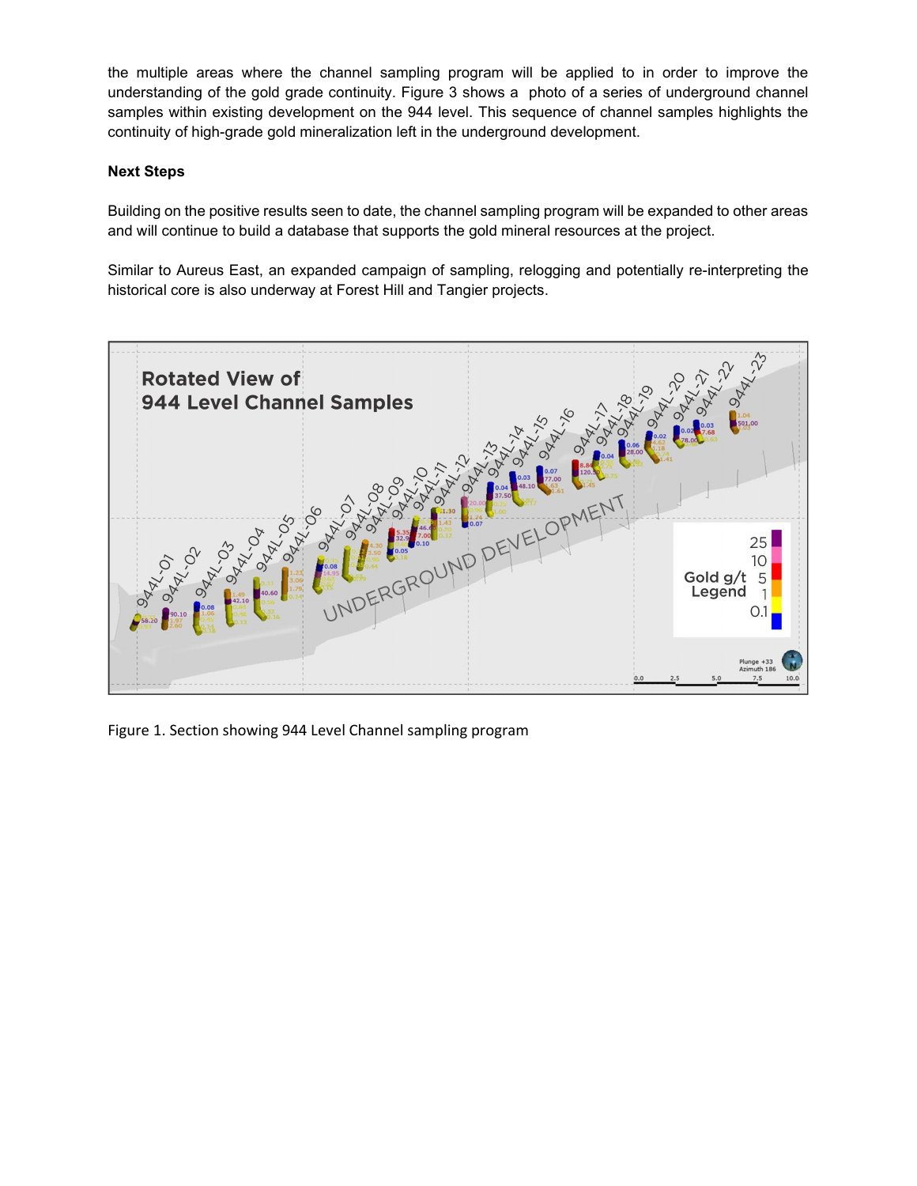the multiple areas where the channel sampling program will be applied to in order to improve the understanding of the gold grade continuity. Figure 3 shows a photo of a series of underground channel samples within existing development on the 944 level. This sequence of channel samples highlights the continuity of high-grade gold mineralization left in the underground development.

**Next Steps**

Building on the positive results seen to date, the channel sampling program will be expanded to other areas and will continue to build a database that supports the gold mineral resources at the project.

Similar to Aureus East, an expanded campaign of sampling, relogging and potentially re-interpreting the historical core is also underway at Forest Hill and Tangier projects.

Figure 1. Section showing 944 Level Channel sampling program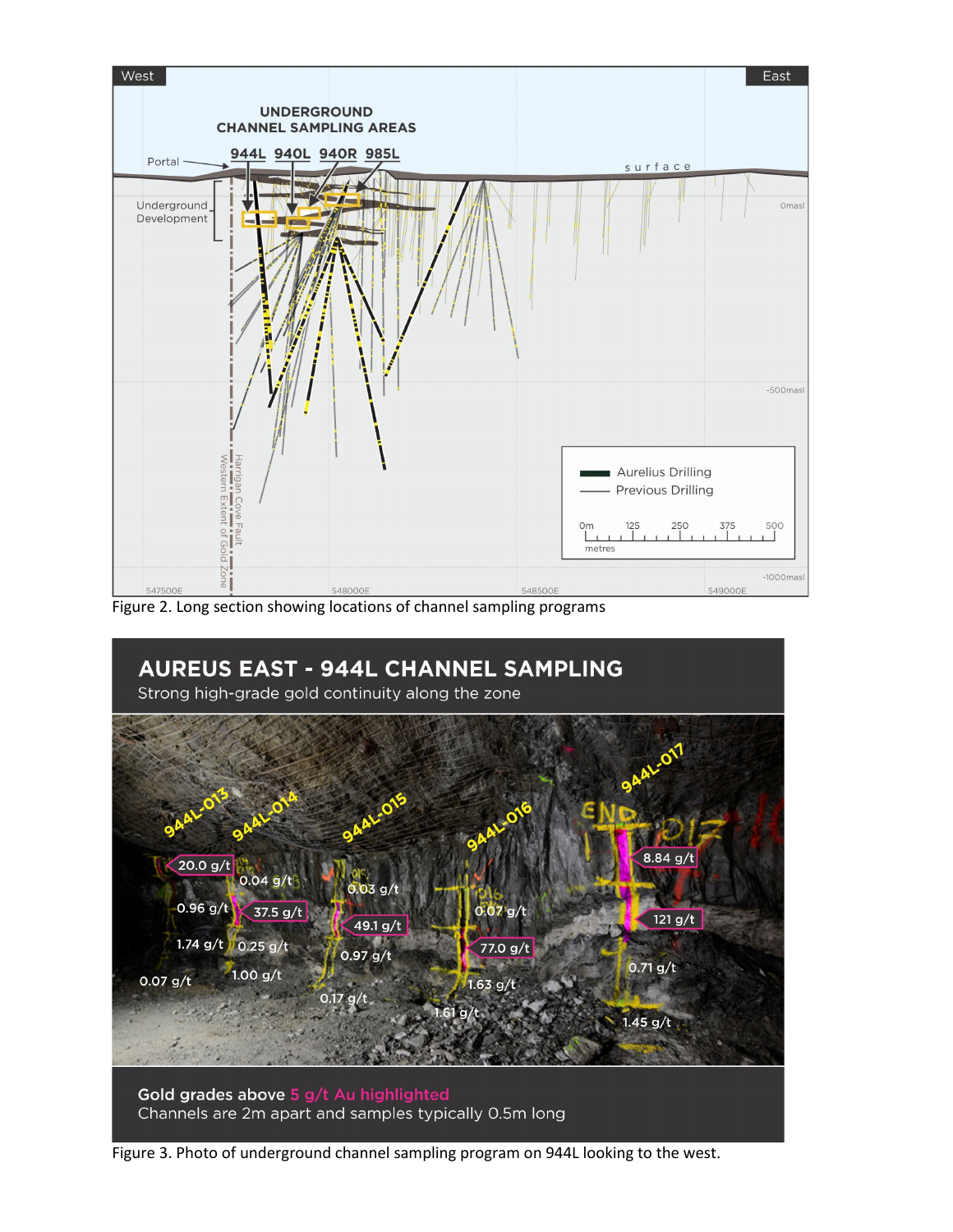Figure 2. Long section showing locations of channel sampling programs

Figure 3. Photo of underground channel sampling program on 944L looking to the west.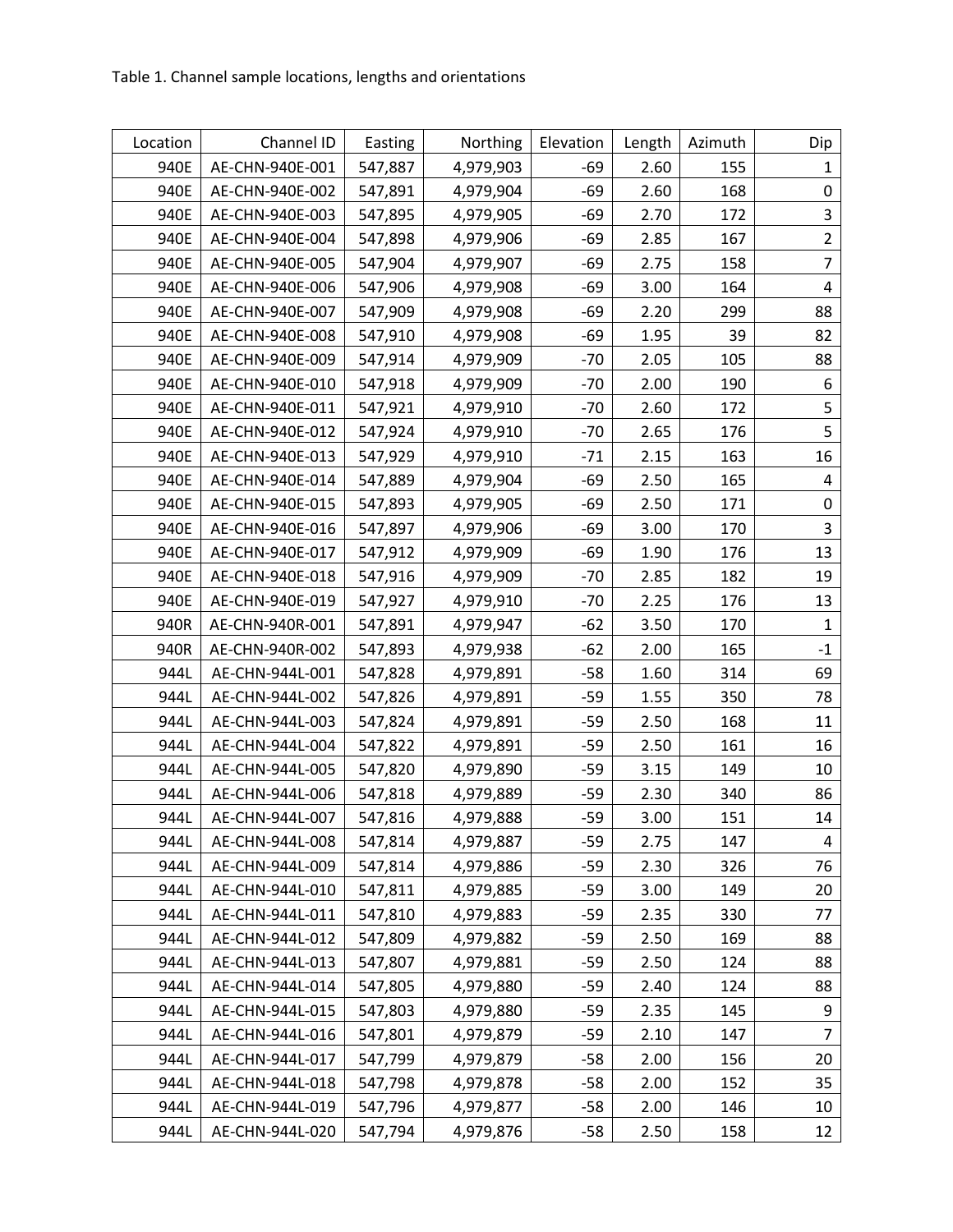Table 1. Channel sample locations, lengths and orientations

| Location | Channel ID | Easting | Northing | Elevation | Length | Azimuth | Dip |
|---|---|---|---|---|---|---|---|
| 940E | AE-CHN-940E-001 | 547,887 | 4,979,903 | -69 | 2.60 | 155 | 1 |
| 940E | AE-CHN-940E-002 | 547,891 | 4,979,904 | -69 | 2.60 | 168 | 0 |
| 940E | AE-CHN-940E-003 | 547,895 | 4,979,905 | -69 | 2.70 | 172 | 3 |
| 940E | AE-CHN-940E-004 | 547,898 | 4,979,906 | -69 | 2.85 | 167 | 2 |
| 940E | AE-CHN-940E-005 | 547,904 | 4,979,907 | -69 | 2.75 | 158 | 7 |
| 940E | AE-CHN-940E-006 | 547,906 | 4,979,908 | -69 | 3.00 | 164 | 4 |
| 940E | AE-CHN-940E-007 | 547,909 | 4,979,908 | -69 | 2.20 | 299 | 88 |
| 940E | AE-CHN-940E-008 | 547,910 | 4,979,908 | -69 | 1.95 | 39 | 82 |
| 940E | AE-CHN-940E-009 | 547,914 | 4,979,909 | -70 | 2.05 | 105 | 88 |
| 940E | AE-CHN-940E-010 | 547,918 | 4,979,909 | -70 | 2.00 | 190 | 6 |
| 940E | AE-CHN-940E-011 | 547,921 | 4,979,910 | -70 | 2.60 | 172 | 5 |
| 940E | AE-CHN-940E-012 | 547,924 | 4,979,910 | -70 | 2.65 | 176 | 5 |
| 940E | AE-CHN-940E-013 | 547,929 | 4,979,910 | -71 | 2.15 | 163 | 16 |
| 940E | AE-CHN-940E-014 | 547,889 | 4,979,904 | -69 | 2.50 | 165 | 4 |
| 940E | AE-CHN-940E-015 | 547,893 | 4,979,905 | -69 | 2.50 | 171 | 0 |
| 940E | AE-CHN-940E-016 | 547,897 | 4,979,906 | -69 | 3.00 | 170 | 3 |
| 940E | AE-CHN-940E-017 | 547,912 | 4,979,909 | -69 | 1.90 | 176 | 13 |
| 940E | AE-CHN-940E-018 | 547,916 | 4,979,909 | -70 | 2.85 | 182 | 19 |
| 940E | AE-CHN-940E-019 | 547,927 | 4,979,910 | -70 | 2.25 | 176 | 13 |
| 940R | AE-CHN-940R-001 | 547,891 | 4,979,947 | -62 | 3.50 | 170 | 1 |
| 940R | AE-CHN-940R-002 | 547,893 | 4,979,938 | -62 | 2.00 | 165 | -1 |
| 944L | AE-CHN-944L-001 | 547,828 | 4,979,891 | -58 | 1.60 | 314 | 69 |
| 944L | AE-CHN-944L-002 | 547,826 | 4,979,891 | -59 | 1.55 | 350 | 78 |
| 944L | AE-CHN-944L-003 | 547,824 | 4,979,891 | -59 | 2.50 | 168 | 11 |
| 944L | AE-CHN-944L-004 | 547,822 | 4,979,891 | -59 | 2.50 | 161 | 16 |
| 944L | AE-CHN-944L-005 | 547,820 | 4,979,890 | -59 | 3.15 | 149 | 10 |
| 944L | AE-CHN-944L-006 | 547,818 | 4,979,889 | -59 | 2.30 | 340 | 86 |
| 944L | AE-CHN-944L-007 | 547,816 | 4,979,888 | -59 | 3.00 | 151 | 14 |
| 944L | AE-CHN-944L-008 | 547,814 | 4,979,887 | -59 | 2.75 | 147 | 4 |
| 944L | AE-CHN-944L-009 | 547,814 | 4,979,886 | -59 | 2.30 | 326 | 76 |
| 944L | AE-CHN-944L-010 | 547,811 | 4,979,885 | -59 | 3.00 | 149 | 20 |
| 944L | AE-CHN-944L-011 | 547,810 | 4,979,883 | -59 | 2.35 | 330 | 77 |
| 944L | AE-CHN-944L-012 | 547,809 | 4,979,882 | -59 | 2.50 | 169 | 88 |
| 944L | AE-CHN-944L-013 | 547,807 | 4,979,881 | -59 | 2.50 | 124 | 88 |
| 944L | AE-CHN-944L-014 | 547,805 | 4,979,880 | -59 | 2.40 | 124 | 88 |
| 944L | AE-CHN-944L-015 | 547,803 | 4,979,880 | -59 | 2.35 | 145 | 9 |
| 944L | AE-CHN-944L-016 | 547,801 | 4,979,879 | -59 | 2.10 | 147 | 7 |
| 944L | AE-CHN-944L-017 | 547,799 | 4,979,879 | -58 | 2.00 | 156 | 20 |
| 944L | AE-CHN-944L-018 | 547,798 | 4,979,878 | -58 | 2.00 | 152 | 35 |
| 944L | AE-CHN-944L-019 | 547,796 | 4,979,877 | -58 | 2.00 | 146 | 10 |
| 944L | AE-CHN-944L-020 | 547,794 | 4,979,876 | -58 | 2.50 | 158 | 12 |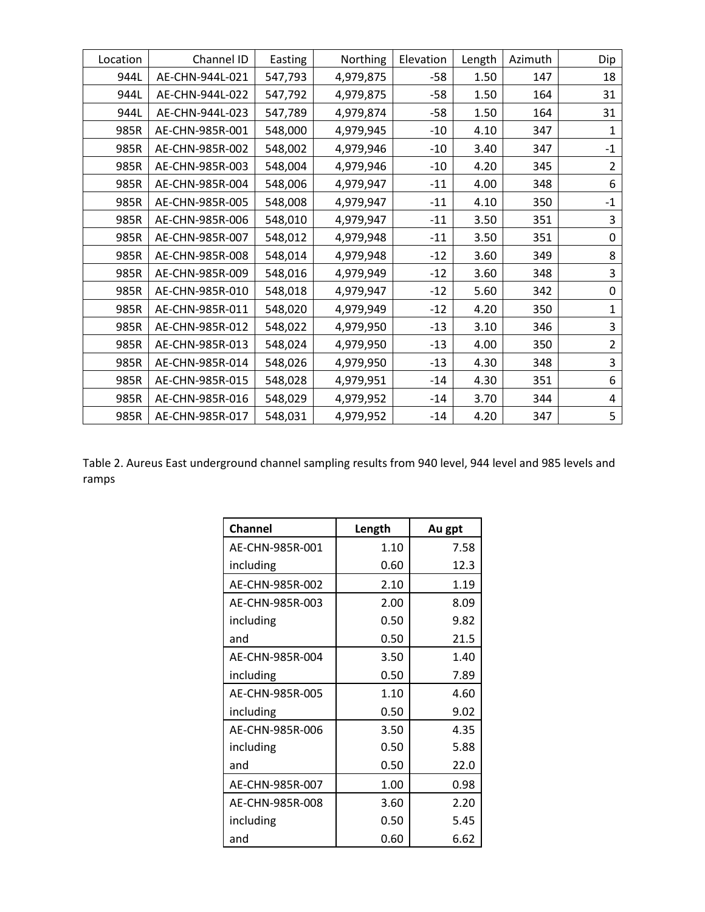| Location | Channel ID | Easting | Northing | Elevation | Length | Azimuth | Dip |
|---|---|---|---|---|---|---|---|
| 944L | AE-CHN-944L-021 | 547,793 | 4,979,875 | -58 | 1.50 | 147 | 18 |
| 944L | AE-CHN-944L-022 | 547,792 | 4,979,875 | -58 | 1.50 | 164 | 31 |
| 944L | AE-CHN-944L-023 | 547,789 | 4,979,874 | -58 | 1.50 | 164 | 31 |
| 985R | AE-CHN-985R-001 | 548,000 | 4,979,945 | -10 | 4.10 | 347 | 1 |
| 985R | AE-CHN-985R-002 | 548,002 | 4,979,946 | -10 | 3.40 | 347 | -1 |
| 985R | AE-CHN-985R-003 | 548,004 | 4,979,946 | -10 | 4.20 | 345 | 2 |
| 985R | AE-CHN-985R-004 | 548,006 | 4,979,947 | -11 | 4.00 | 348 | 6 |
| 985R | AE-CHN-985R-005 | 548,008 | 4,979,947 | -11 | 4.10 | 350 | -1 |
| 985R | AE-CHN-985R-006 | 548,010 | 4,979,947 | -11 | 3.50 | 351 | 3 |
| 985R | AE-CHN-985R-007 | 548,012 | 4,979,948 | -11 | 3.50 | 351 | 0 |
| 985R | AE-CHN-985R-008 | 548,014 | 4,979,948 | -12 | 3.60 | 349 | 8 |
| 985R | AE-CHN-985R-009 | 548,016 | 4,979,949 | -12 | 3.60 | 348 | 3 |
| 985R | AE-CHN-985R-010 | 548,018 | 4,979,947 | -12 | 5.60 | 342 | 0 |
| 985R | AE-CHN-985R-011 | 548,020 | 4,979,949 | -12 | 4.20 | 350 | 1 |
| 985R | AE-CHN-985R-012 | 548,022 | 4,979,950 | -13 | 3.10 | 346 | 3 |
| 985R | AE-CHN-985R-013 | 548,024 | 4,979,950 | -13 | 4.00 | 350 | 2 |
| 985R | AE-CHN-985R-014 | 548,026 | 4,979,950 | -13 | 4.30 | 348 | 3 |
| 985R | AE-CHN-985R-015 | 548,028 | 4,979,951 | -14 | 4.30 | 351 | 6 |
| 985R | AE-CHN-985R-016 | 548,029 | 4,979,952 | -14 | 3.70 | 344 | 4 |
| 985R | AE-CHN-985R-017 | 548,031 | 4,979,952 | -14 | 4.20 | 347 | 5 |

Table 2. Aureus East underground channel sampling results from 940 level, 944 level and 985 levels and ramps

| Channel | Length | Au gpt |
|---|---|---|
| AE-CHN-985R-001 | 1.10 | 7.58 |
| including | 0.60 | 12.3 |
| AE-CHN-985R-002 | 2.10 | 1.19 |
| AE-CHN-985R-003 | 2.00 | 8.09 |
| including | 0.50 | 9.82 |
| and | 0.50 | 21.5 |
| AE-CHN-985R-004 | 3.50 | 1.40 |
| including | 0.50 | 7.89 |
| AE-CHN-985R-005 | 1.10 | 4.60 |
| including | 0.50 | 9.02 |
| AE-CHN-985R-006 | 3.50 | 4.35 |
| including | 0.50 | 5.88 |
| and | 0.50 | 22.0 |
| AE-CHN-985R-007 | 1.00 | 0.98 |
| AE-CHN-985R-008 | 3.60 | 2.20 |
| including | 0.50 | 5.45 |
| and | 0.60 | 6.62 |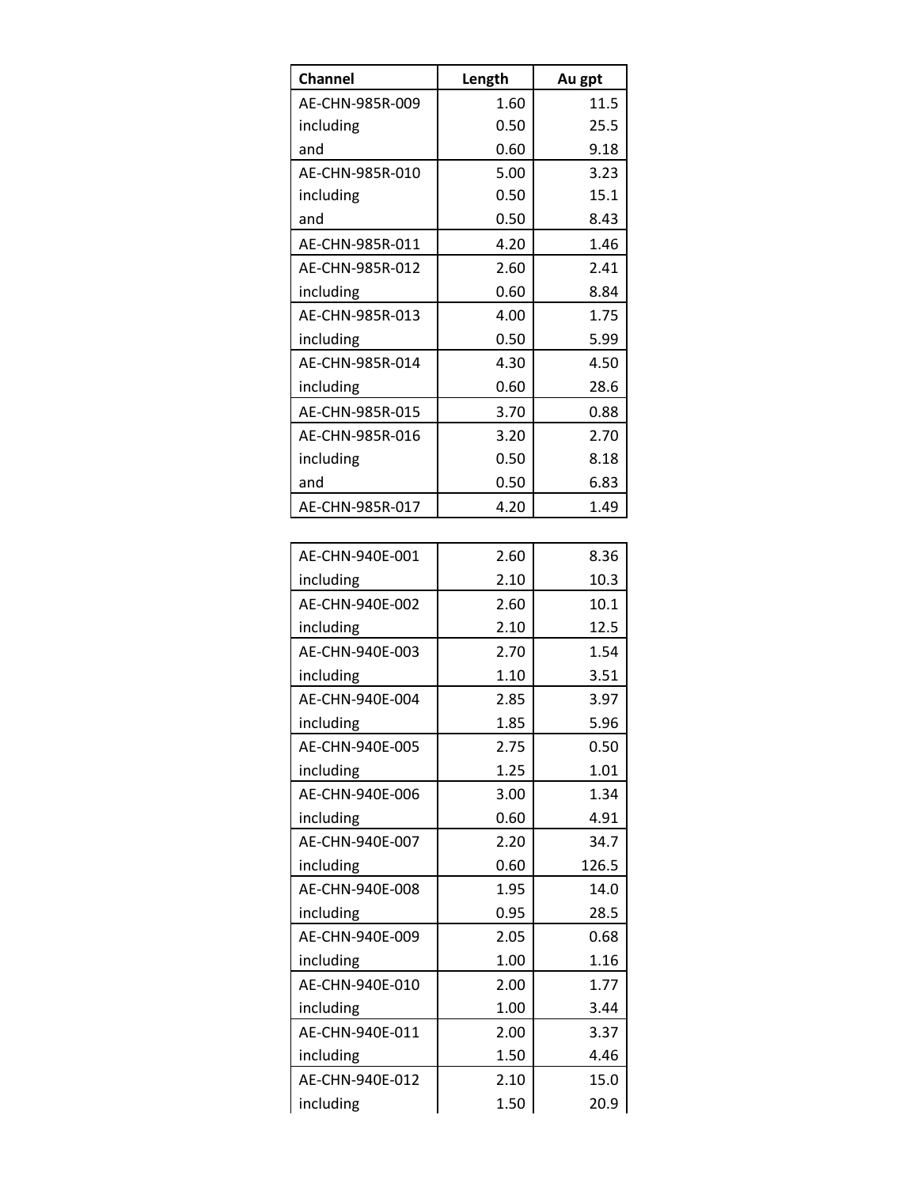| Channel | Length | Au gpt |
|---|---|---|
| AE-CHN-985R-009 | 1.60 | 11.5 |
| including | 0.50 | 25.5 |
| and | 0.60 | 9.18 |
| AE-CHN-985R-010 | 5.00 | 3.23 |
| including | 0.50 | 15.1 |
| and | 0.50 | 8.43 |
| AE-CHN-985R-011 | 4.20 | 1.46 |
| AE-CHN-985R-012 | 2.60 | 2.41 |
| including | 0.60 | 8.84 |
| AE-CHN-985R-013 | 4.00 | 1.75 |
| including | 0.50 | 5.99 |
| AE-CHN-985R-014 | 4.30 | 4.50 |
| including | 0.60 | 28.6 |
| AE-CHN-985R-015 | 3.70 | 0.88 |
| AE-CHN-985R-016 | 3.20 | 2.70 |
| including | 0.50 | 8.18 |
| and | 0.50 | 6.83 |
| AE-CHN-985R-017 | 4.20 | 1.49 |

| Channel | Length | Au gpt |
|---|---|---|
| AE-CHN-940E-001 | 2.60 | 8.36 |
| including | 2.10 | 10.3 |
| AE-CHN-940E-002 | 2.60 | 10.1 |
| including | 2.10 | 12.5 |
| AE-CHN-940E-003 | 2.70 | 1.54 |
| including | 1.10 | 3.51 |
| AE-CHN-940E-004 | 2.85 | 3.97 |
| including | 1.85 | 5.96 |
| AE-CHN-940E-005 | 2.75 | 0.50 |
| including | 1.25 | 1.01 |
| AE-CHN-940E-006 | 3.00 | 1.34 |
| including | 0.60 | 4.91 |
| AE-CHN-940E-007 | 2.20 | 34.7 |
| including | 0.60 | 126.5 |
| AE-CHN-940E-008 | 1.95 | 14.0 |
| including | 0.95 | 28.5 |
| AE-CHN-940E-009 | 2.05 | 0.68 |
| including | 1.00 | 1.16 |
| AE-CHN-940E-010 | 2.00 | 1.77 |
| including | 1.00 | 3.44 |
| AE-CHN-940E-011 | 2.00 | 3.37 |
| including | 1.50 | 4.46 |
| AE-CHN-940E-012 | 2.10 | 15.0 |
| including | 1.50 | 20.9 |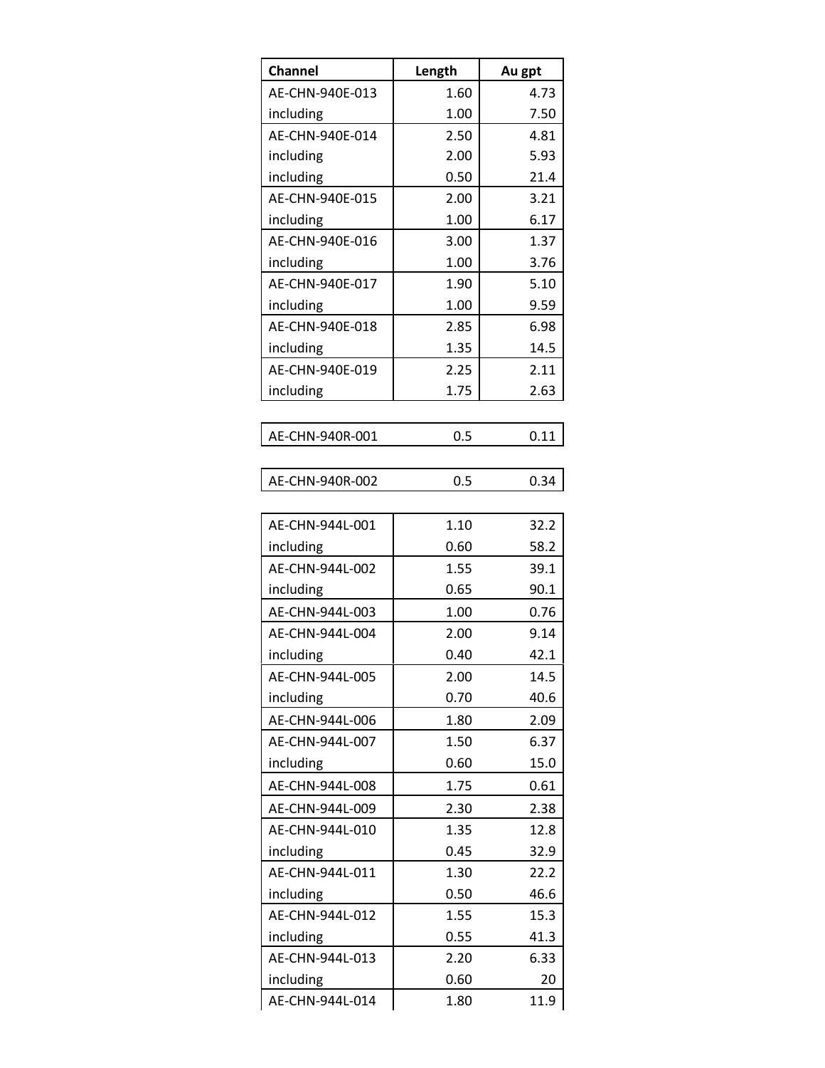| Channel | Length | Au gpt |
|---|---|---|
| AE-CHN-940E-013 | 1.60 | 4.73 |
| including | 1.00 | 7.50 |
| AE-CHN-940E-014 | 2.50 | 4.81 |
| including | 2.00 | 5.93 |
| including | 0.50 | 21.4 |
| AE-CHN-940E-015 | 2.00 | 3.21 |
| including | 1.00 | 6.17 |
| AE-CHN-940E-016 | 3.00 | 1.37 |
| including | 1.00 | 3.76 |
| AE-CHN-940E-017 | 1.90 | 5.10 |
| including | 1.00 | 9.59 |
| AE-CHN-940E-018 | 2.85 | 6.98 |
| including | 1.35 | 14.5 |
| AE-CHN-940E-019 | 2.25 | 2.11 |
| including | 1.75 | 2.63 |
| | | |
| AE-CHN-940R-001 | 0.5 | 0.11 |
| | | |
| AE-CHN-940R-002 | 0.5 | 0.34 |
| | | |
| AE-CHN-944L-001 | 1.10 | 32.2 |
| including | 0.60 | 58.2 |
| AE-CHN-944L-002 | 1.55 | 39.1 |
| including | 0.65 | 90.1 |
| AE-CHN-944L-003 | 1.00 | 0.76 |
| AE-CHN-944L-004 | 2.00 | 9.14 |
| including | 0.40 | 42.1 |
| AE-CHN-944L-005 | 2.00 | 14.5 |
| including | 0.70 | 40.6 |
| AE-CHN-944L-006 | 1.80 | 2.09 |
| AE-CHN-944L-007 | 1.50 | 6.37 |
| including | 0.60 | 15.0 |
| AE-CHN-944L-008 | 1.75 | 0.61 |
| AE-CHN-944L-009 | 2.30 | 2.38 |
| AE-CHN-944L-010 | 1.35 | 12.8 |
| including | 0.45 | 32.9 |
| AE-CHN-944L-011 | 1.30 | 22.2 |
| including | 0.50 | 46.6 |
| AE-CHN-944L-012 | 1.55 | 15.3 |
| including | 0.55 | 41.3 |
| AE-CHN-944L-013 | 2.20 | 6.33 |
| including | 0.60 | 20 |
| AE-CHN-944L-014 | 1.80 | 11.9 |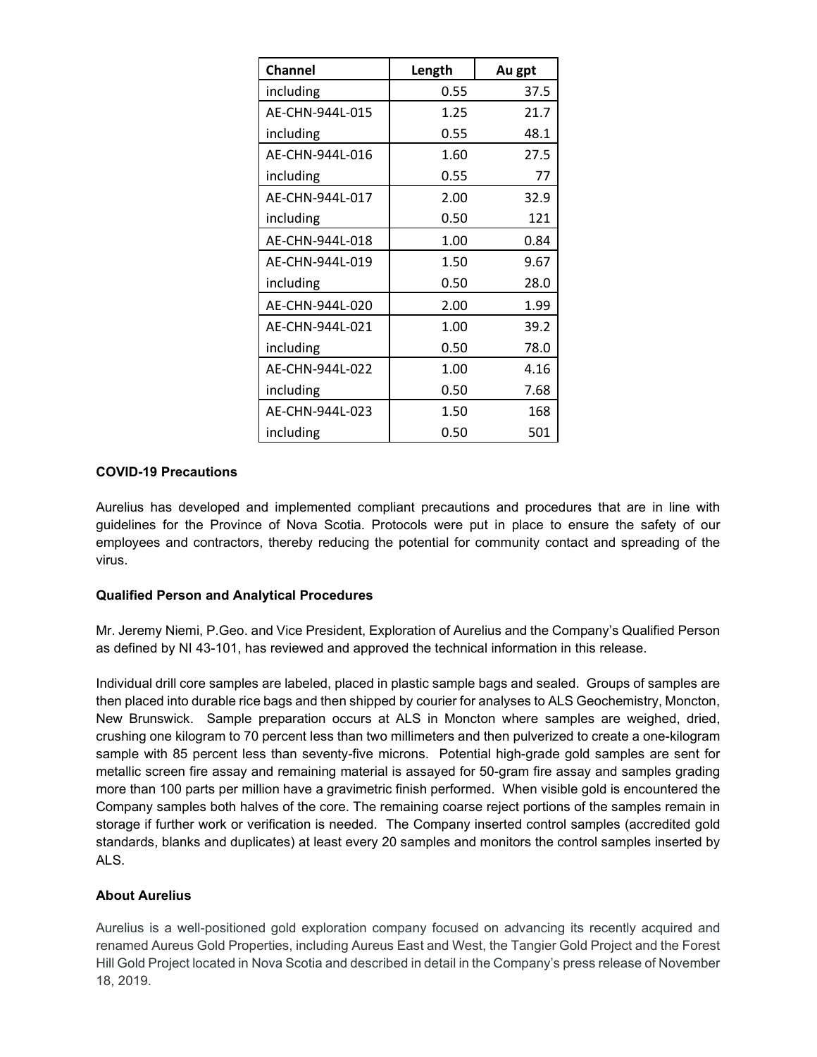| Channel | Length | Au gpt |
|---|---|---|
| including | 0.55 | 37.5 |
| AE-CHN-944L-015 | 1.25 | 21.7 |
| including | 0.55 | 48.1 |
| AE-CHN-944L-016 | 1.60 | 27.5 |
| including | 0.55 | 77 |
| AE-CHN-944L-017 | 2.00 | 32.9 |
| including | 0.50 | 121 |
| AE-CHN-944L-018 | 1.00 | 0.84 |
| AE-CHN-944L-019 | 1.50 | 9.67 |
| including | 0.50 | 28.0 |
| AE-CHN-944L-020 | 2.00 | 1.99 |
| AE-CHN-944L-021 | 1.00 | 39.2 |
| including | 0.50 | 78.0 |
| AE-CHN-944L-022 | 1.00 | 4.16 |
| including | 0.50 | 7.68 |
| AE-CHN-944L-023 | 1.50 | 168 |
| including | 0.50 | 501 |

**COVID-19 Precautions**

Aurelius has developed and implemented compliant precautions and procedures that are in line with guidelines for the Province of Nova Scotia. Protocols were put in place to ensure the safety of our employees and contractors, thereby reducing the potential for community contact and spreading of the virus.

**Qualified Person and Analytical Procedures**

Mr. Jeremy Niemi, P.Geo. and Vice President, Exploration of Aurelius and the Company's Qualified Person as defined by NI 43-101, has reviewed and approved the technical information in this release.

Individual drill core samples are labeled, placed in plastic sample bags and sealed. Groups of samples are then placed into durable rice bags and then shipped by courier for analyses to ALS Geochemistry, Moncton, New Brunswick. Sample preparation occurs at ALS in Moncton where samples are weighed, dried, crushing one kilogram to 70 percent less than two millimeters and then pulverized to create a one-kilogram sample with 85 percent less than seventy-five microns. Potential high-grade gold samples are sent for metallic screen fire assay and remaining material is assayed for 50-gram fire assay and samples grading more than 100 parts per million have a gravimetric finish performed. When visible gold is encountered the Company samples both halves of the core. The remaining coarse reject portions of the samples remain in storage if further work or verification is needed. The Company inserted control samples (accredited gold standards, blanks and duplicates) at least every 20 samples and monitors the control samples inserted by ALS.

**About Aurelius**

Aurelius is a well-positioned gold exploration company focused on advancing its recently acquired and renamed Aureus Gold Properties, including Aureus East and West, the Tangier Gold Project and the Forest Hill Gold Project located in Nova Scotia and described in detail in the Company's press release of November 18, 2019.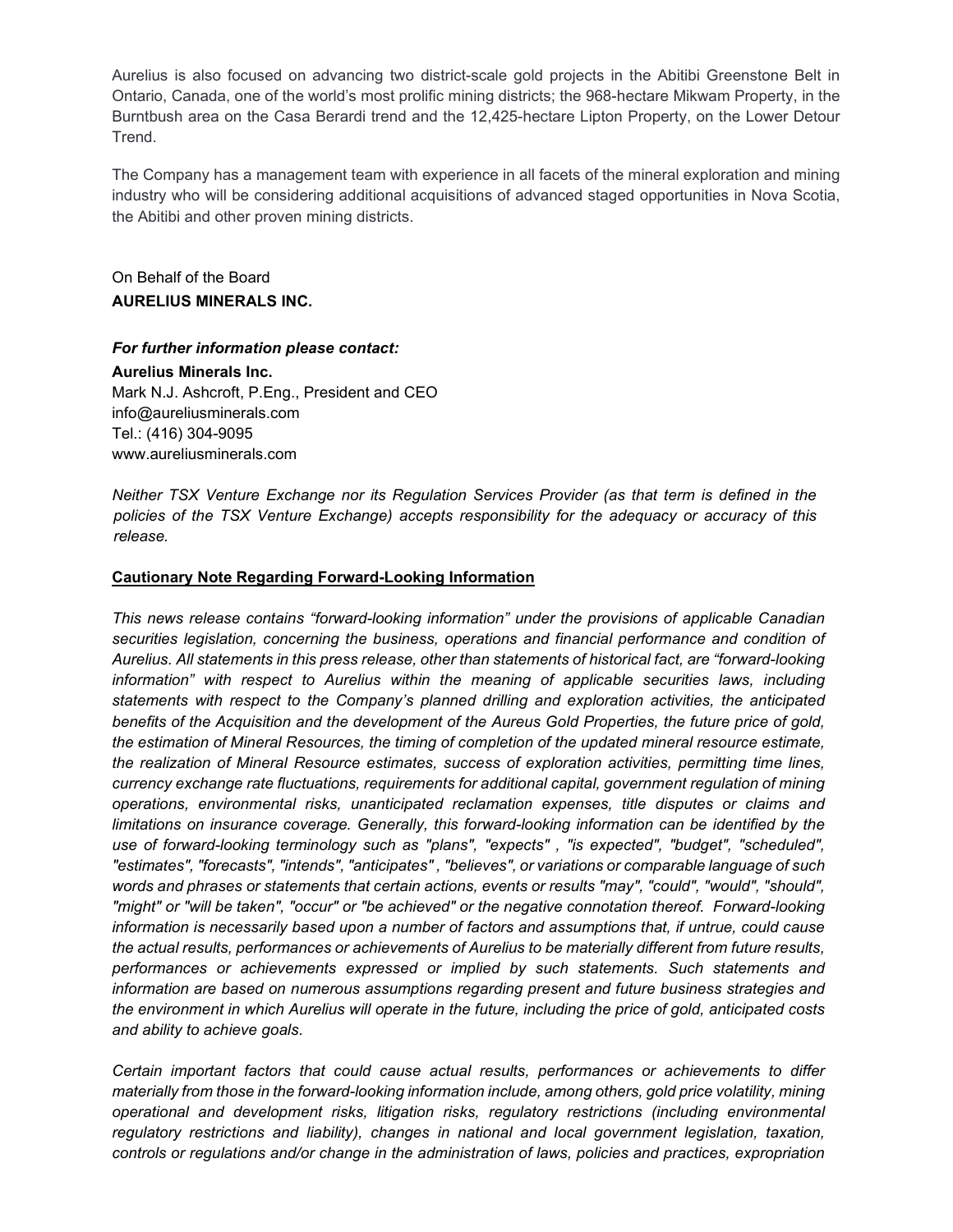Aurelius is also focused on advancing two district-scale gold projects in the Abitibi Greenstone Belt in Ontario, Canada, one of the world's most prolific mining districts; the 968-hectare Mikwam Property, in the Burntbush area on the Casa Berardi trend and the 12,425-hectare Lipton Property, on the Lower Detour Trend.

The Company has a management team with experience in all facets of the mineral exploration and mining industry who will be considering additional acquisitions of advanced staged opportunities in Nova Scotia, the Abitibi and other proven mining districts.

On Behalf of the Board
**AURELIUS MINERALS INC.**

***For further information please contact:***

**Aurelius Minerals Inc.**
Mark N.J. Ashcroft, P.Eng., President and CEO
info@aureliusminerals.com
Tel.: (416) 304-9095
www.aureliusminerals.com

*Neither TSX Venture Exchange nor its Regulation Services Provider (as that term is defined in the policies of the TSX Venture Exchange) accepts responsibility for the adequacy or accuracy of this release.*

**Cautionary Note Regarding Forward-Looking Information**

*This news release contains "forward-looking information" under the provisions of applicable Canadian securities legislation, concerning the business, operations and financial performance and condition of Aurelius. All statements in this press release, other than statements of historical fact, are "forward-looking information" with respect to Aurelius within the meaning of applicable securities laws, including statements with respect to the Company's planned drilling and exploration activities, the anticipated benefits of the Acquisition and the development of the Aureus Gold Properties, the future price of gold, the estimation of Mineral Resources, the timing of completion of the updated mineral resource estimate, the realization of Mineral Resource estimates, success of exploration activities, permitting time lines, currency exchange rate fluctuations, requirements for additional capital, government regulation of mining operations, environmental risks, unanticipated reclamation expenses, title disputes or claims and limitations on insurance coverage. Generally, this forward-looking information can be identified by the use of forward-looking terminology such as "plans", "expects" , "is expected", "budget", "scheduled", "estimates", "forecasts", "intends", "anticipates" , "believes", or variations or comparable language of such words and phrases or statements that certain actions, events or results "may", "could", "would", "should", "might" or "will be taken", "occur" or "be achieved" or the negative connotation thereof. Forward-looking information is necessarily based upon a number of factors and assumptions that, if untrue, could cause the actual results, performances or achievements of Aurelius to be materially different from future results, performances or achievements expressed or implied by such statements. Such statements and information are based on numerous assumptions regarding present and future business strategies and the environment in which Aurelius will operate in the future, including the price of gold, anticipated costs and ability to achieve goals.*

*Certain important factors that could cause actual results, performances or achievements to differ materially from those in the forward-looking information include, among others, gold price volatility, mining operational and development risks, litigation risks, regulatory restrictions (including environmental regulatory restrictions and liability), changes in national and local government legislation, taxation, controls or regulations and/or change in the administration of laws, policies and practices, expropriation*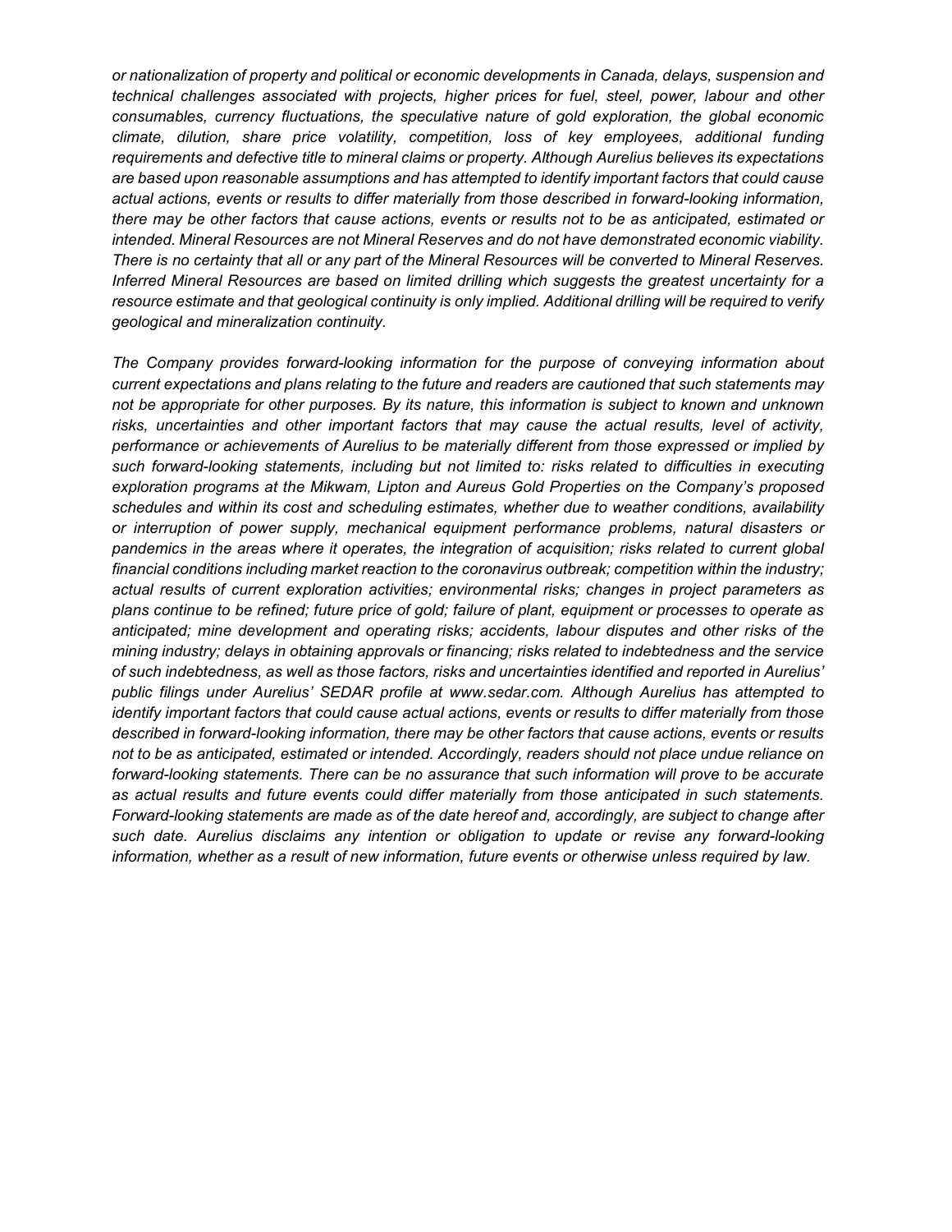*or nationalization of property and political or economic developments in Canada, delays, suspension and technical challenges associated with projects, higher prices for fuel, steel, power, labour and other consumables, currency fluctuations, the speculative nature of gold exploration, the global economic climate, dilution, share price volatility, competition, loss of key employees, additional funding requirements and defective title to mineral claims or property. Although Aurelius believes its expectations are based upon reasonable assumptions and has attempted to identify important factors that could cause actual actions, events or results to differ materially from those described in forward-looking information, there may be other factors that cause actions, events or results not to be as anticipated, estimated or intended. Mineral Resources are not Mineral Reserves and do not have demonstrated economic viability. There is no certainty that all or any part of the Mineral Resources will be converted to Mineral Reserves. Inferred Mineral Resources are based on limited drilling which suggests the greatest uncertainty for a resource estimate and that geological continuity is only implied. Additional drilling will be required to verify geological and mineralization continuity.*

*The Company provides forward-looking information for the purpose of conveying information about current expectations and plans relating to the future and readers are cautioned that such statements may not be appropriate for other purposes. By its nature, this information is subject to known and unknown risks, uncertainties and other important factors that may cause the actual results, level of activity, performance or achievements of Aurelius to be materially different from those expressed or implied by such forward-looking statements, including but not limited to: risks related to difficulties in executing exploration programs at the Mikwam, Lipton and Aureus Gold Properties on the Company's proposed schedules and within its cost and scheduling estimates, whether due to weather conditions, availability or interruption of power supply, mechanical equipment performance problems, natural disasters or pandemics in the areas where it operates, the integration of acquisition; risks related to current global financial conditions including market reaction to the coronavirus outbreak; competition within the industry; actual results of current exploration activities; environmental risks; changes in project parameters as plans continue to be refined; future price of gold; failure of plant, equipment or processes to operate as anticipated; mine development and operating risks; accidents, labour disputes and other risks of the mining industry; delays in obtaining approvals or financing; risks related to indebtedness and the service of such indebtedness, as well as those factors, risks and uncertainties identified and reported in Aurelius' public filings under Aurelius' SEDAR profile at www.sedar.com. Although Aurelius has attempted to identify important factors that could cause actual actions, events or results to differ materially from those described in forward-looking information, there may be other factors that cause actions, events or results not to be as anticipated, estimated or intended. Accordingly, readers should not place undue reliance on forward-looking statements. There can be no assurance that such information will prove to be accurate as actual results and future events could differ materially from those anticipated in such statements. Forward-looking statements are made as of the date hereof and, accordingly, are subject to change after such date. Aurelius disclaims any intention or obligation to update or revise any forward-looking information, whether as a result of new information, future events or otherwise unless required by law.*